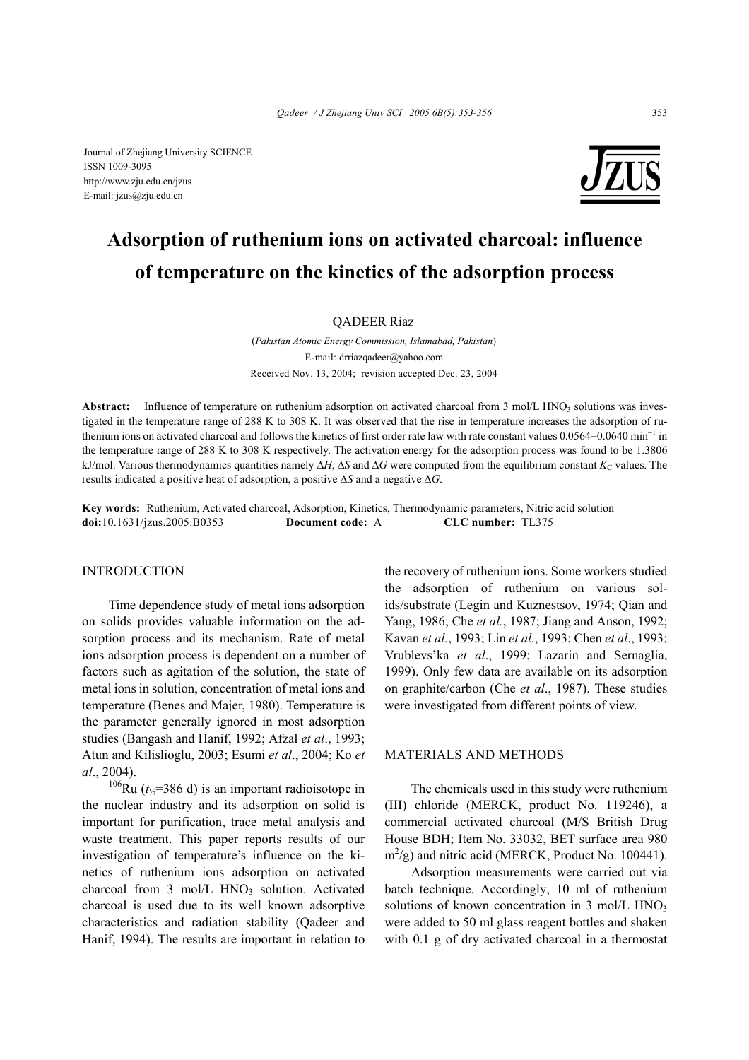Journal of Zhejiang University SCIENCE
ISSN 1009-3095
http://www.zju.edu.cn/jzus
E-mail: jzus@zju.edu.cn

# Adsorption of ruthenium ions on activated charcoal: influence of temperature on the kinetics of the adsorption process

QADEER Riaz

(*Pakistan Atomic Energy Commission, Islamabad, Pakistan*)
E-mail: drriazqadeer@yahoo.com
Received Nov. 13, 2004; revision accepted Dec. 23, 2004

**Abstract:** Influence of temperature on ruthenium adsorption on activated charcoal from 3 mol/L $HNO_3$ solutions was investigated in the temperature range of 288 K to 308 K. It was observed that the rise in temperature increases the adsorption of ruthenium ions on activated charcoal and follows the kinetics of first order rate law with rate constant values 0.0564–0.0640 $min^{-1}$ in the temperature range of 288 K to 308 K respectively. The activation energy for the adsorption process was found to be 1.3806 kJ/mol. Various thermodynamics quantities namely $\Delta H$, $\Delta S$ and $\Delta G$ were computed from the equilibrium constant $K_C$ values. The results indicated a positive heat of adsorption, a positive $\Delta S$ and a negative $\Delta G$.

**Key words:** Ruthenium, Activated charcoal, Adsorption, Kinetics, Thermodynamic parameters, Nitric acid solution
**doi:**10.1631/jzus.2005.B0353 **Document code:** A **CLC number:** TL375

## INTRODUCTION

Time dependence study of metal ions adsorption on solids provides valuable information on the adsorption process and its mechanism. Rate of metal ions adsorption process is dependent on a number of factors such as agitation of the solution, the state of metal ions in solution, concentration of metal ions and temperature (Benes and Majer, 1980). Temperature is the parameter generally ignored in most adsorption studies (Bangash and Hanif, 1992; Afzal *et al*., 1993; Atun and Kilislioglu, 2003; Esumi *et al*., 2004; Ko *et al*., 2004).

$^{106}$Ru ($t_{1/2}$=386 d) is an important radioisotope in the nuclear industry and its adsorption on solid is important for purification, trace metal analysis and waste treatment. This paper reports results of our investigation of temperature's influence on the kinetics of ruthenium ions adsorption on activated charcoal from 3 mol/L $HNO_3$ solution. Activated charcoal is used due to its well known adsorptive characteristics and radiation stability (Qadeer and Hanif, 1994). The results are important in relation to the recovery of ruthenium ions. Some workers studied the adsorption of ruthenium on various solids/substrate (Legin and Kuznestsov, 1974; Qian and Yang, 1986; Che *et al.*, 1987; Jiang and Anson, 1992; Kavan *et al.*, 1993; Lin *et al.*, 1993; Chen *et al*., 1993; Vrublevs'ka *et al*., 1999; Lazarin and Sernaglia, 1999). Only few data are available on its adsorption on graphite/carbon (Che *et al*., 1987). These studies were investigated from different points of view.

## MATERIALS AND METHODS

The chemicals used in this study were ruthenium (III) chloride (MERCK, product No. 119246), a commercial activated charcoal (M/S British Drug House BDH; Item No. 33032, BET surface area 980 $m^2/g$) and nitric acid (MERCK, Product No. 100441).

Adsorption measurements were carried out via batch technique. Accordingly, 10 ml of ruthenium solutions of known concentration in 3 mol/L $HNO_3$ were added to 50 ml glass reagent bottles and shaken with 0.1 g of dry activated charcoal in a thermostat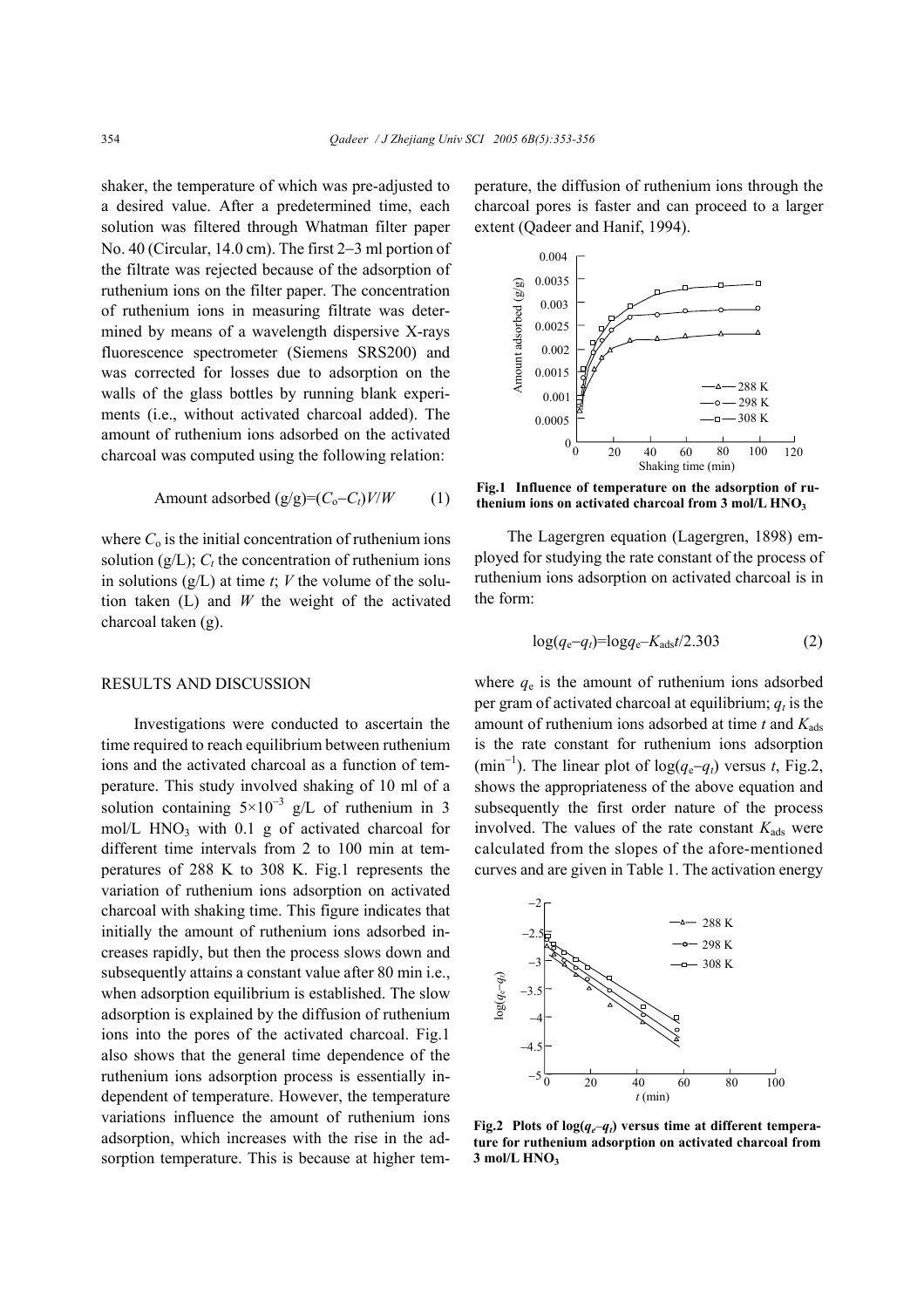shaker, the temperature of which was pre-adjusted to a desired value. After a predetermined time, each solution was filtered through Whatman filter paper No. 40 (Circular, 14.0 cm). The first 2−3 ml portion of the filtrate was rejected because of the adsorption of ruthenium ions on the filter paper. The concentration of ruthenium ions in measuring filtrate was determined by means of a wavelength dispersive X-rays fluorescence spectrometer (Siemens SRS200) and was corrected for losses due to adsorption on the walls of the glass bottles by running blank experiments (i.e., without activated charcoal added). The amount of ruthenium ions adsorbed on the activated charcoal was computed using the following relation:

$$\text{Amount adsorbed (g/g)}=(C_o-C_t)V/W \quad (1)$$

where $C_o$ is the initial concentration of ruthenium ions solution (g/L); $C_t$ the concentration of ruthenium ions in solutions (g/L) at time $t$; $V$ the volume of the solution taken (L) and $W$ the weight of the activated charcoal taken (g).

## RESULTS AND DISCUSSION

Investigations were conducted to ascertain the time required to reach equilibrium between ruthenium ions and the activated charcoal as a function of temperature. This study involved shaking of 10 ml of a solution containing $5\times10^{-3}$ g/L of ruthenium in 3 mol/L $HNO_3$ with 0.1 g of activated charcoal for different time intervals from 2 to 100 min at temperatures of 288 K to 308 K. Fig.1 represents the variation of ruthenium ions adsorption on activated charcoal with shaking time. This figure indicates that initially the amount of ruthenium ions adsorbed increases rapidly, but then the process slows down and subsequently attains a constant value after 80 min i.e., when adsorption equilibrium is established. The slow adsorption is explained by the diffusion of ruthenium ions into the pores of the activated charcoal. Fig.1 also shows that the general time dependence of the ruthenium ions adsorption process is essentially independent of temperature. However, the temperature variations influence the amount of ruthenium ions adsorption, which increases with the rise in the adsorption temperature. This is because at higher temperature, the diffusion of ruthenium ions through the charcoal pores is faster and can proceed to a larger extent (Qadeer and Hanif, 1994).

Amount adsorbed (g/g)
0.004
0.0035
0.003
0.0025
0.002
0.0015
0.001
0.0005
0
0 20 40 60 80 100 120
Shaking time (min)
288 K
298 K
308 K

**Fig.1 Influence of temperature on the adsorption of ruthenium ions on activated charcoal from 3 mol/L $HNO_3$**

The Lagergren equation (Lagergren, 1898) employed for studying the rate constant of the process of ruthenium ions adsorption on activated charcoal is in the form:

$$\log(q_e-q_t)=\log q_e-K_{ads}t/2.303 \quad (2)$$

where $q_e$ is the amount of ruthenium ions adsorbed per gram of activated charcoal at equilibrium; $q_t$ is the amount of ruthenium ions adsorbed at time $t$ and $K_{ads}$ is the rate constant for ruthenium ions adsorption ($\text{min}^{-1}$). The linear plot of $\log(q_e-q_t)$ versus $t$, Fig.2, shows the appropriateness of the above equation and subsequently the first order nature of the process involved. The values of the rate constant $K_{ads}$ were calculated from the slopes of the afore-mentioned curves and are given in Table 1. The activation energy

$\log(q_e-q_t)$
−2
−2.5
−3
−3.5
−4
−4.5
−5
0 20 40 60 80 100
$t$ (min)
288 K
298 K
308 K

**Fig.2 Plots of $\log(q_e-q_t)$ versus time at different temperature for ruthenium adsorption on activated charcoal from 3 mol/L $HNO_3$**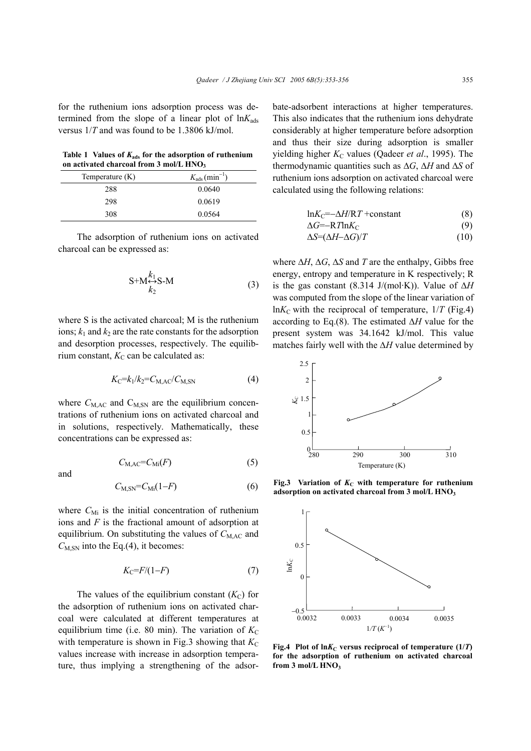for the ruthenium ions adsorption process was determined from the slope of a linear plot of $\ln K_{ads}$ versus $1/T$ and was found to be 1.3806 kJ/mol.

**Table 1 Values of $K_{ads}$ for the adsorption of ruthenium on activated charcoal from 3 mol/L $HNO_3$**

| Temperature (K) | $K_{ads}$ ($min^{-1}$) |
|---|---|
| 288 | 0.0640 |
| 298 | 0.0619 |
| 308 | 0.0564 |

The adsorption of ruthenium ions on activated charcoal can be expressed as:

$$S+M \underset{k_2}{\overset{k_1}{\leftrightarrow}} S\text{-}M \tag{3}$$

where S is the activated charcoal; M is the ruthenium ions; $k_1$ and $k_2$ are the rate constants for the adsorption and desorption processes, respectively. The equilibrium constant, $K_C$ can be calculated as:

$$K_C=k_1/k_2=C_{M,AC}/C_{M,SN} \tag{4}$$

where $C_{M,AC}$ and $C_{M,SN}$ are the equilibrium concentrations of ruthenium ions on activated charcoal and in solutions, respectively. Mathematically, these concentrations can be expressed as:

$$C_{M,AC}=C_{Mi}(F) \tag{5}$$

and

$$C_{M,SN}=C_{Mi}(1-F) \tag{6}$$

where $C_{Mi}$ is the initial concentration of ruthenium ions and $F$ is the fractional amount of adsorption at equilibrium. On substituting the values of $C_{M,AC}$ and $C_{M,SN}$ into the Eq.(4), it becomes:

$$K_C=F/(1-F) \tag{7}$$

The values of the equilibrium constant ($K_C$) for the adsorption of ruthenium ions on activated charcoal were calculated at different temperatures at equilibrium time (i.e. 80 min). The variation of $K_C$ with temperature is shown in Fig.3 showing that $K_C$ values increase with increase in adsorption temperature, thus implying a strengthening of the adsorbate-adsorbent interactions at higher temperatures. This also indicates that the ruthenium ions dehydrate considerably at higher temperature before adsorption and thus their size during adsorption is smaller yielding higher $K_C$ values (Qadeer *et al*., 1995). The thermodynamic quantities such as $\Delta G$, $\Delta H$ and $\Delta S$ of ruthenium ions adsorption on activated charcoal were calculated using the following relations:

$$\ln K_C=-\Delta H/RT+\text{constant} \tag{8}$$

$$\Delta G=-RT\ln K_C \tag{9}$$

$$\Delta S=(\Delta H-\Delta G)/T \tag{10}$$

where $\Delta H$, $\Delta G$, $\Delta S$ and $T$ are the enthalpy, Gibbs free energy, entropy and temperature in K respectively; R is the gas constant (8.314 J/(mol·K)). Value of $\Delta H$ was computed from the slope of the linear variation of $\ln K_C$ with the reciprocal of temperature, $1/T$ (Fig.4) according to Eq.(8). The estimated $\Delta H$ value for the present system was 34.1642 kJ/mol. This value matches fairly well with the $\Delta H$ value determined by

$K_C$
2.5
2
1.5
1
0.5
0
280 290 300 310
Temperature (K)

**Fig.3 Variation of $K_C$ with temperature for ruthenium adsorption on activated charcoal from 3 mol/L $HNO_3$**

$\ln K_C$
1
0.5
0
−0.5
0.0032 0.0033 0.0034 0.0035
$1/T$ ($K^{-1}$)

**Fig.4 Plot of $\ln K_C$ versus reciprocal of temperature ($1/T$) for the adsorption of ruthenium on activated charcoal from 3 mol/L $HNO_3$**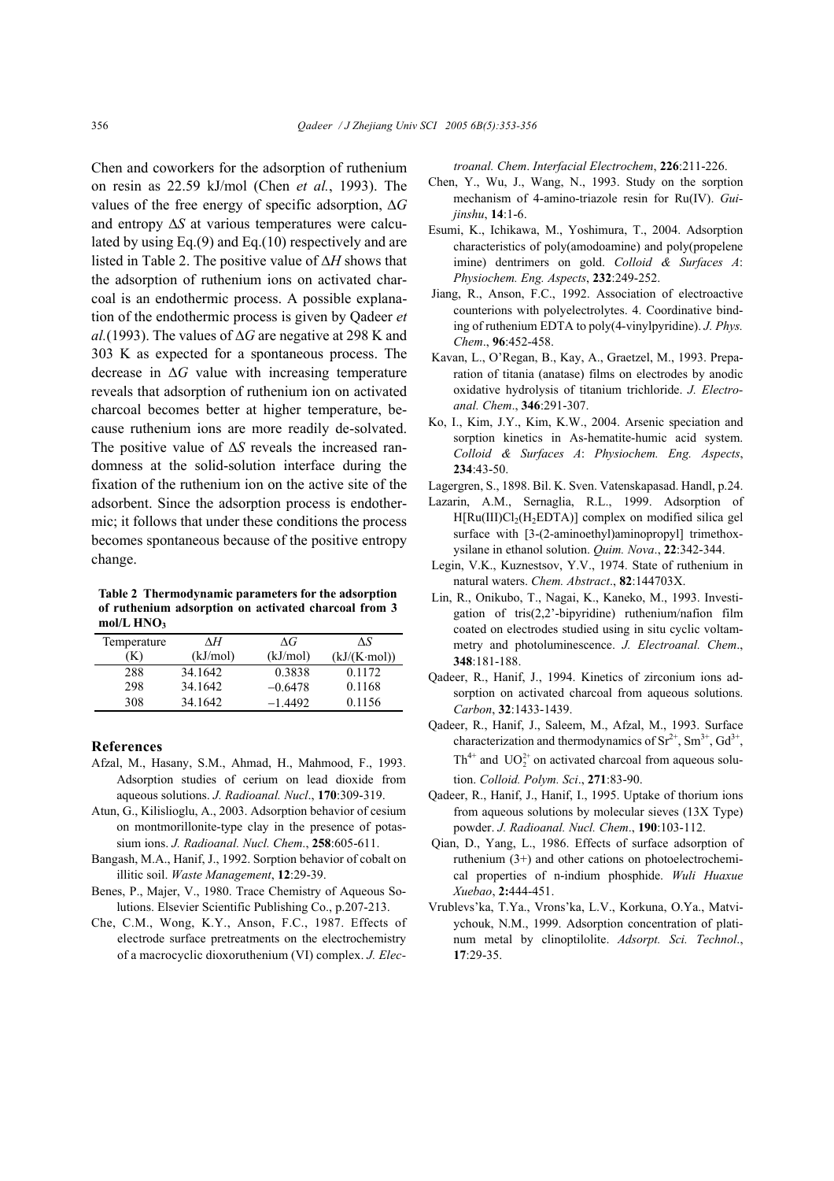Chen and coworkers for the adsorption of ruthenium on resin as 22.59 kJ/mol (Chen *et al.*, 1993). The values of the free energy of specific adsorption, $\Delta G$ and entropy $\Delta S$ at various temperatures were calculated by using Eq.(9) and Eq.(10) respectively and are listed in Table 2. The positive value of $\Delta H$ shows that the adsorption of ruthenium ions on activated charcoal is an endothermic process. A possible explanation of the endothermic process is given by Qadeer *et al.*(1993). The values of $\Delta G$ are negative at 298 K and 303 K as expected for a spontaneous process. The decrease in $\Delta G$ value with increasing temperature reveals that adsorption of ruthenium ion on activated charcoal becomes better at higher temperature, because ruthenium ions are more readily de-solvated. The positive value of $\Delta S$ reveals the increased randomness at the solid-solution interface during the fixation of the ruthenium ion on the active site of the adsorbent. Since the adsorption process is endothermic; it follows that under these conditions the process becomes spontaneous because of the positive entropy change.

**Table 2 Thermodynamic parameters for the adsorption of ruthenium adsorption on activated charcoal from 3 mol/L $HNO_3$**

| Temperature (K) | $\Delta H$ (kJ/mol) | $\Delta G$ (kJ/mol) | $\Delta S$ (kJ/(K·mol)) |
|---|---|---|---|
| 288 | 34.1642 | 0.3838 | 0.1172 |
| 298 | 34.1642 | −0.6478 | 0.1168 |
| 308 | 34.1642 | −1.4492 | 0.1156 |

## References

Afzal, M., Hasany, S.M., Ahmad, H., Mahmood, F., 1993. Adsorption studies of cerium on lead dioxide from aqueous solutions. *J. Radioanal. Nucl*., **170**:309-319.

Atun, G., Kilislioglu, A., 2003. Adsorption behavior of cesium on montmorillonite-type clay in the presence of potassium ions. *J. Radioanal. Nucl. Chem*., **258**:605-611.

Bangash, M.A., Hanif, J., 1992. Sorption behavior of cobalt on illitic soil. *Waste Management*, **12**:29-39.

Benes, P., Majer, V., 1980. Trace Chemistry of Aqueous Solutions. Elsevier Scientific Publishing Co., p.207-213.

Che, C.M., Wong, K.Y., Anson, F.C., 1987. Effects of electrode surface pretreatments on the electrochemistry of a macrocyclic dioxoruthenium (VI) complex. *J. Electroanal. Chem*. *Interfacial Electrochem*, **226**:211-226.

Chen, Y., Wu, J., Wang, N., 1993. Study on the sorption mechanism of 4-amino-triazole resin for Ru(IV). *Guijinshu*, **14**:1-6.

Esumi, K., Ichikawa, M., Yoshimura, T., 2004. Adsorption characteristics of poly(amodoamine) and poly(propelene imine) dentrimers on gold. *Colloid & Surfaces A*: *Physiochem. Eng. Aspects*, **232**:249-252.

Jiang, R., Anson, F.C., 1992. Association of electroactive counterions with polyelectrolytes. 4. Coordinative binding of ruthenium EDTA to poly(4-vinylpyridine). *J. Phys. Chem*., **96**:452-458.

Kavan, L., O'Regan, B., Kay, A., Graetzel, M., 1993. Preparation of titania (anatase) films on electrodes by anodic oxidative hydrolysis of titanium trichloride. *J. Electroanal. Chem*., **346**:291-307.

Ko, I., Kim, J.Y., Kim, K.W., 2004. Arsenic speciation and sorption kinetics in As-hematite-humic acid system. *Colloid & Surfaces A*: *Physiochem. Eng. Aspects*, **234**:43-50.

Lagergren, S., 1898. Bil. K. Sven. Vetenskapasad. Handl, p.24.

Lazarin, A.M., Sernaglia, R.L., 1999. Adsorption of $H[Ru(III)Cl_2(H_2EDTA)]$ complex on modified silica gel surface with [3-(2-aminoethyl)aminopropyl] trimethoxysilane in ethanol solution. *Quim. Nova*., **22**:342-344.

Legin, V.K., Kuznestsov, Y.V., 1974. State of ruthenium in natural waters. *Chem. Abstract*., **82**:144703X.

Lin, R., Onikubo, T., Nagai, K., Kaneko, M., 1993. Investigation of tris(2,2'-bipyridine) ruthenium/nafion film coated on electrodes studied using in situ cyclic voltammetry and photoluminescence. *J. Electroanal. Chem*., **348**:181-188.

Qadeer, R., Hanif, J., 1994. Kinetics of zirconium ions adsorption on activated charcoal from aqueous solutions. *Carbon*, **32**:1433-1439.

Qadeer, R., Hanif, J., Saleem, M., Afzal, M., 1993. Surface characterization and thermodynamics of $Sr^{2+}$, $Sm^{3+}$, $Gd^{3+}$, $Th^{4+}$ and $UO_2^{2+}$ on activated charcoal from aqueous solution. *Colloid. Polym. Sci*., **271**:83-90.

Qadeer, R., Hanif, J., Hanif, I., 1995. Uptake of thorium ions from aqueous solutions by molecular sieves (13X Type) powder. *J. Radioanal. Nucl. Chem*., **190**:103-112.

Qian, D., Yang, L., 1986. Effects of surface adsorption of ruthenium (3+) and other cations on photoelectrochemical properties of n-indium phosphide. *Wuli Huaxue Xuebao*, **2:**444-451.

Vrublevs'ka, T.Ya., Vrons'ka, L.V., Korkuna, O.Ya., Matvi-ychouk, N.M., 1999. Adsorption concentration of platinum metal by clinoptilolite. *Adsorpt. Sci. Technol*., **17**:29-35.